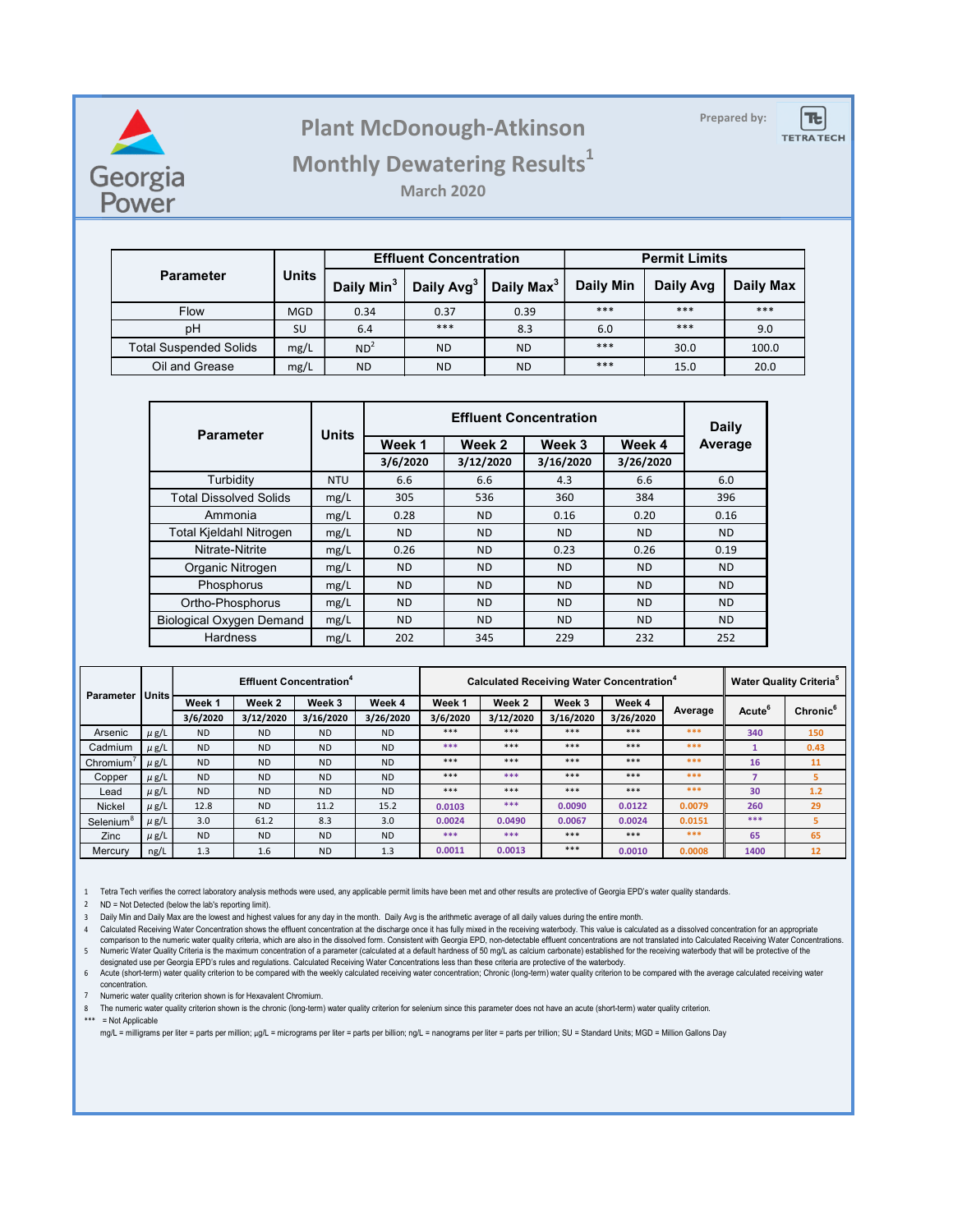# Plant McDonough-Atkinson

## Monthly Dewatering Results[1]

### March 2020

Prepared by: TETRA TECH

| Parameter | Units | Effluent Concentration | | | Permit Limits | | |
|---|---|---|---|---|---|---|---|
| | | Daily Min[3] | Daily Avg[3] | Daily Max[3] | Daily Min | Daily Avg | Daily Max |
| Flow | MGD | 0.34 | 0.37 | 0.39 | *** | *** | *** |
| pH | SU | 6.4 | *** | 8.3 | 6.0 | *** | 9.0 |
| Total Suspended Solids | mg/L | ND[2] | ND | ND | *** | 30.0 | 100.0 |
| Oil and Grease | mg/L | ND | ND | ND | *** | 15.0 | 20.0 |

| Parameter | Units | Effluent Concentration | | | | Daily Average |
|---|---|---|---|---|---|---|
| | | Week 1 | Week 2 | Week 3 | Week 4 | |
| | | 3/6/2020 | 3/12/2020 | 3/16/2020 | 3/26/2020 | |
| Turbidity | NTU | 6.6 | 6.6 | 4.3 | 6.6 | 6.0 |
| Total Dissolved Solids | mg/L | 305 | 536 | 360 | 384 | 396 |
| Ammonia | mg/L | 0.28 | ND | 0.16 | 0.20 | 0.16 |
| Total Kjeldahl Nitrogen | mg/L | ND | ND | ND | ND | ND |
| Nitrate-Nitrite | mg/L | 0.26 | ND | 0.23 | 0.26 | 0.19 |
| Organic Nitrogen | mg/L | ND | ND | ND | ND | ND |
| Phosphorus | mg/L | ND | ND | ND | ND | ND |
| Ortho-Phosphorus | mg/L | ND | ND | ND | ND | ND |
| Biological Oxygen Demand | mg/L | ND | ND | ND | ND | ND |
| Hardness | mg/L | 202 | 345 | 229 | 232 | 252 |

| Parameter | Units | Effluent Concentration[4] | | | | Calculated Receiving Water Concentration[4] | | | | | Water Quality Criteria[5] | |
|---|---|---|---|---|---|---|---|---|---|---|---|---|
| | | Week 1 | Week 2 | Week 3 | Week 4 | Week 1 | Week 2 | Week 3 | Week 4 | Average | Acute[6] | Chronic[6] |
| | | 3/6/2020 | 3/12/2020 | 3/16/2020 | 3/26/2020 | 3/6/2020 | 3/12/2020 | 3/16/2020 | 3/26/2020 | | | |
| Arsenic | μg/L | ND | ND | ND | ND | *** | *** | *** | *** | *** | 340 | 150 |
| Cadmium | μg/L | ND | ND | ND | ND | *** | *** | *** | *** | *** | 1 | 0.43 |
| Chromium[7] | μg/L | ND | ND | ND | ND | *** | *** | *** | *** | *** | 16 | 11 |
| Copper | μg/L | ND | ND | ND | ND | *** | *** | *** | *** | *** | 7 | 5 |
| Lead | μg/L | ND | ND | ND | ND | *** | *** | *** | *** | *** | 30 | 1.2 |
| Nickel | μg/L | 12.8 | ND | 11.2 | 15.2 | 0.0103 | *** | 0.0090 | 0.0122 | 0.0079 | 260 | 29 |
| Selenium[8] | μg/L | 3.0 | 61.2 | 8.3 | 3.0 | 0.0024 | 0.0490 | 0.0067 | 0.0024 | 0.0151 | *** | 5 |
| Zinc | μg/L | ND | ND | ND | ND | *** | *** | *** | *** | *** | 65 | 65 |
| Mercury | ng/L | 1.3 | 1.6 | ND | 1.3 | 0.0011 | 0.0013 | *** | 0.0010 | 0.0008 | 1400 | 12 |

1 Tetra Tech verifies the correct laboratory analysis methods were used, any applicable permit limits have been met and other results are protective of Georgia EPD's water quality standards.

2 ND = Not Detected (below the lab's reporting limit).

3 Daily Min and Daily Max are the lowest and highest values for any day in the month. Daily Avg is the arithmetic average of all daily values during the entire month.

4 Calculated Receiving Water Concentration shows the effluent concentration at the discharge once it has fully mixed in the receiving waterbody. This value is calculated as a dissolved concentration for an appropriate comparison to the numeric water quality criteria, which are also in the dissolved form. Consistent with Georgia EPD, non-detectable effluent concentrations are not translated into Calculated Receiving Water Concentrations.

5 Numeric Water Quality Criteria is the maximum concentration of a parameter (calculated at a default hardness of 50 mg/L as calcium carbonate) established for the receiving waterbody that will be protective of the designated use per Georgia EPD's rules and regulations. Calculated Receiving Water Concentrations less than these criteria are protective of the waterbody.

6 Acute (short-term) water quality criterion to be compared with the weekly calculated receiving water concentration; Chronic (long-term) water quality criterion to be compared with the average calculated receiving water concentration.

7 Numeric water quality criterion shown is for Hexavalent Chromium.

8 The numeric water quality criterion shown is the chronic (long-term) water quality criterion for selenium since this parameter does not have an acute (short-term) water quality criterion.

*** = Not Applicable

mg/L = milligrams per liter = parts per million; μg/L = micrograms per liter = parts per billion; ng/L = nanograms per liter = parts per trillion; SU = Standard Units; MGD = Million Gallons Day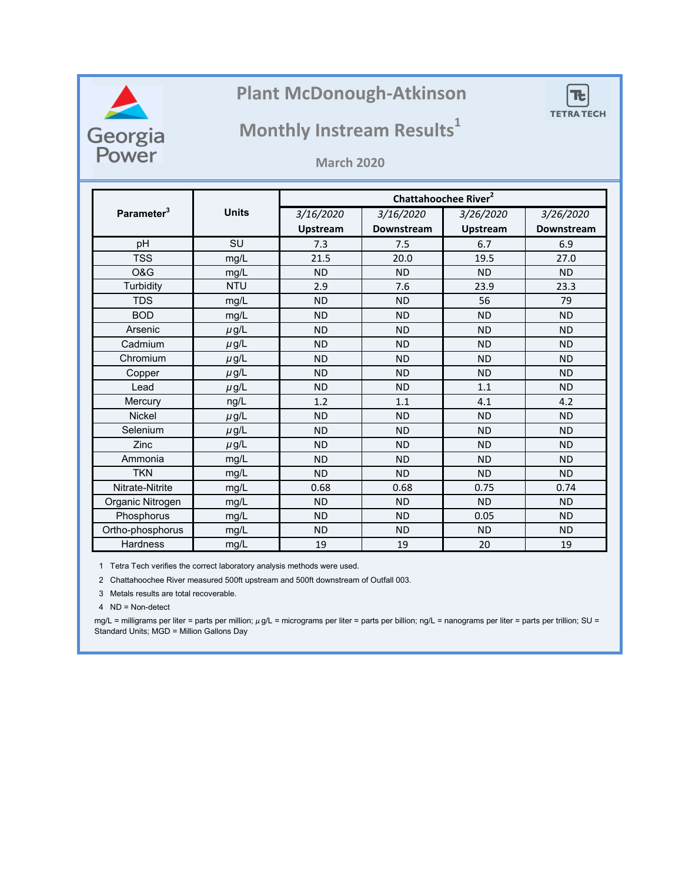# Plant McDonough-Atkinson

## Monthly Instream Results[1]

### March 2020

| Parameter[3] | Units | Chattahoochee River[2] | | | |
|---|---|---|---|---|---|
| | | *3/16/2020* Upstream | *3/16/2020* Downstream | *3/26/2020* Upstream | *3/26/2020* Downstream |
| pH | SU | 7.3 | 7.5 | 6.7 | 6.9 |
| TSS | mg/L | 21.5 | 20.0 | 19.5 | 27.0 |
| O&G | mg/L | ND | ND | ND | ND |
| Turbidity | NTU | 2.9 | 7.6 | 23.9 | 23.3 |
| TDS | mg/L | ND | ND | 56 | 79 |
| BOD | mg/L | ND | ND | ND | ND |
| Arsenic | μg/L | ND | ND | ND | ND |
| Cadmium | μg/L | ND | ND | ND | ND |
| Chromium | μg/L | ND | ND | ND | ND |
| Copper | μg/L | ND | ND | ND | ND |
| Lead | μg/L | ND | ND | 1.1 | ND |
| Mercury | ng/L | 1.2 | 1.1 | 4.1 | 4.2 |
| Nickel | μg/L | ND | ND | ND | ND |
| Selenium | μg/L | ND | ND | ND | ND |
| Zinc | μg/L | ND | ND | ND | ND |
| Ammonia | mg/L | ND | ND | ND | ND |
| TKN | mg/L | ND | ND | ND | ND |
| Nitrate-Nitrite | mg/L | 0.68 | 0.68 | 0.75 | 0.74 |
| Organic Nitrogen | mg/L | ND | ND | ND | ND |
| Phosphorus | mg/L | ND | ND | 0.05 | ND |
| Ortho-phosphorus | mg/L | ND | ND | ND | ND |
| Hardness | mg/L | 19 | 19 | 20 | 19 |

1 Tetra Tech verifies the correct laboratory analysis methods were used.

2 Chattahoochee River measured 500ft upstream and 500ft downstream of Outfall 003.

3 Metals results are total recoverable.

4 ND = Non-detect

mg/L = milligrams per liter = parts per million; μg/L = micrograms per liter = parts per billion; ng/L = nanograms per liter = parts per trillion; SU = Standard Units; MGD = Million Gallons Day